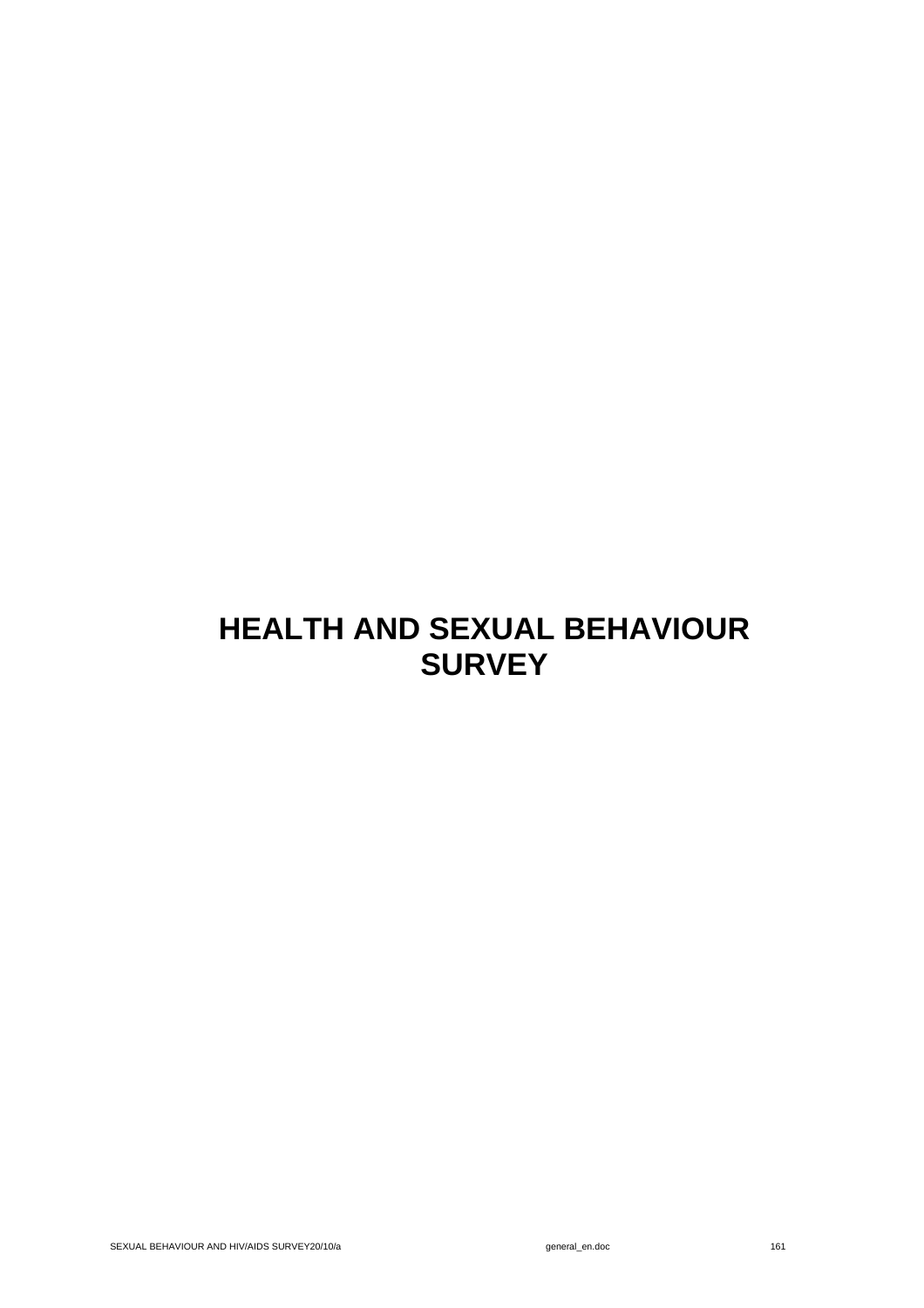# HEALTH AND SEXUAL BEHAVIOUR SURVEY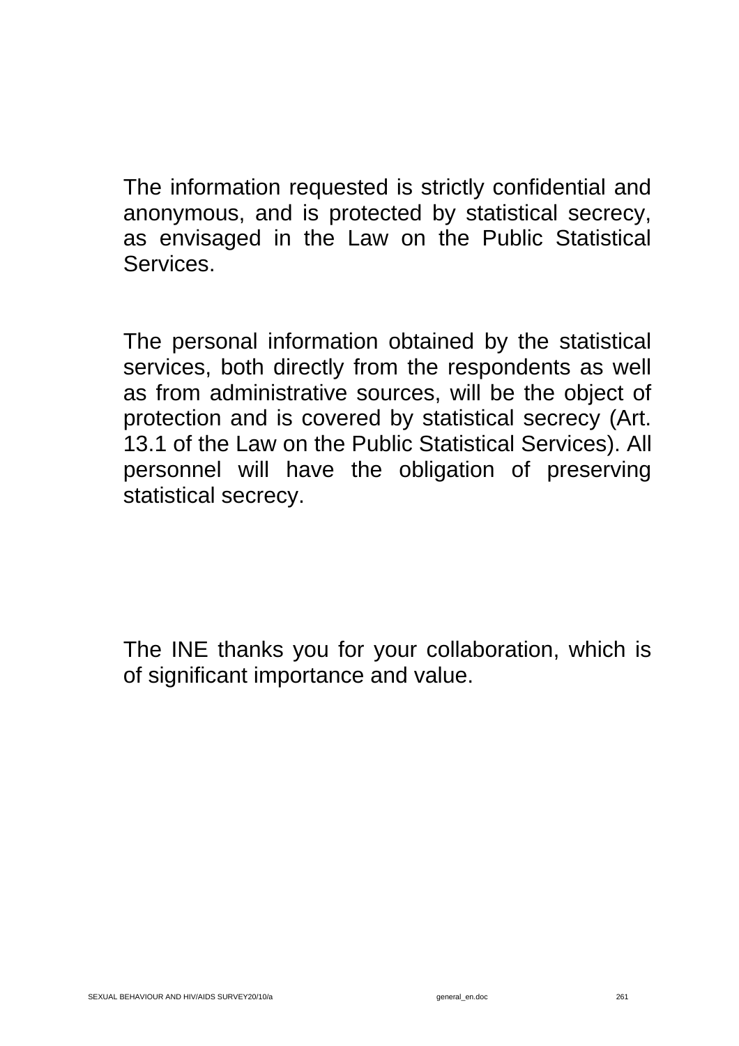The information requested is strictly confidential and anonymous, and is protected by statistical secrecy, as envisaged in the Law on the Public Statistical Services.

The personal information obtained by the statistical services, both directly from the respondents as well as from administrative sources, will be the object of protection and is covered by statistical secrecy (Art. 13.1 of the Law on the Public Statistical Services). All personnel will have the obligation of preserving statistical secrecy.

The INE thanks you for your collaboration, which is of significant importance and value.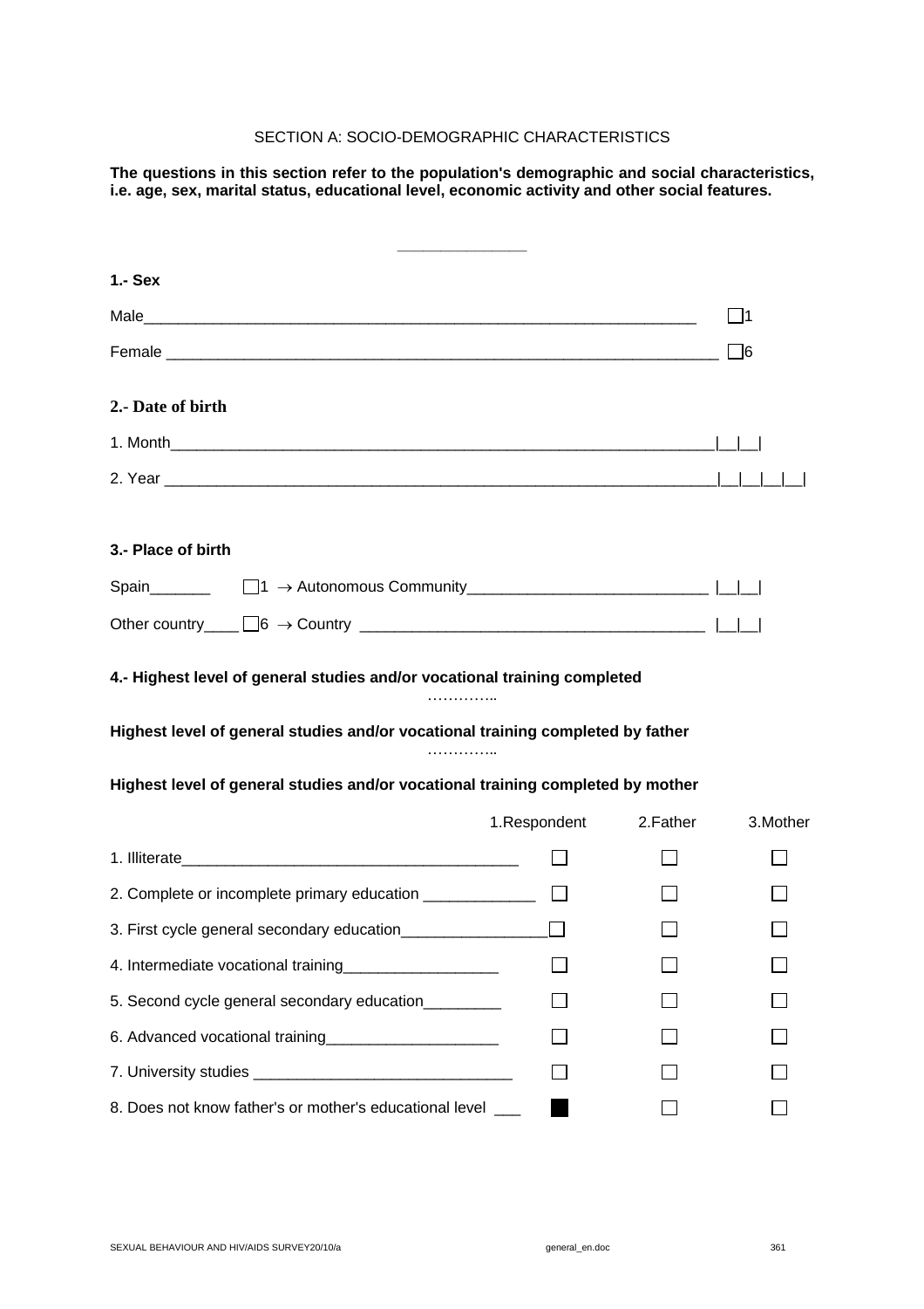SECTION A: SOCIO-DEMOGRAPHIC CHARACTERISTICS

**The questions in this section refer to the population's demographic and social characteristics, i.e. age, sex, marital status, educational level, economic activity and other social features.**

______________

**1.- Sex**

Male___________________________________________________________________ ☐1

Female ________________________________________________________________ ☐6

**2.- Date of birth**

1. Month______________________________________________________________|__|__|

2. Year _______________________________________________________________|__|__|__|__|

**3.- Place of birth**

Spain_______ ☐1 → Autonomous Community___________________________ |__|__|

Other country____ ☐6 → Country _____________________________________ |__|__|

**4.- Highest level of general studies and/or vocational training completed**

…………..

**Highest level of general studies and/or vocational training completed by father**

…………..

**Highest level of general studies and/or vocational training completed by mother**

| | 1.Respondent | 2.Father | 3.Mother |
|---|---|---|---|
| 1. Illiterate_______________________________________ | ☐ | ☐ | ☐ |
| 2. Complete or incomplete primary education _____________ | ☐ | ☐ | ☐ |
| 3. First cycle general secondary education_________________ | ☐ | ☐ | ☐ |
| 4. Intermediate vocational training__________________ | ☐ | ☐ | ☐ |
| 5. Second cycle general secondary education_________ | ☐ | ☐ | ☐ |
| 6. Advanced vocational training____________________ | ☐ | ☐ | ☐ |
| 7. University studies ______________________________ | ☐ | ☐ | ☐ |
| 8. Does not know father's or mother's educational level ___ | ■ | ☐ | ☐ |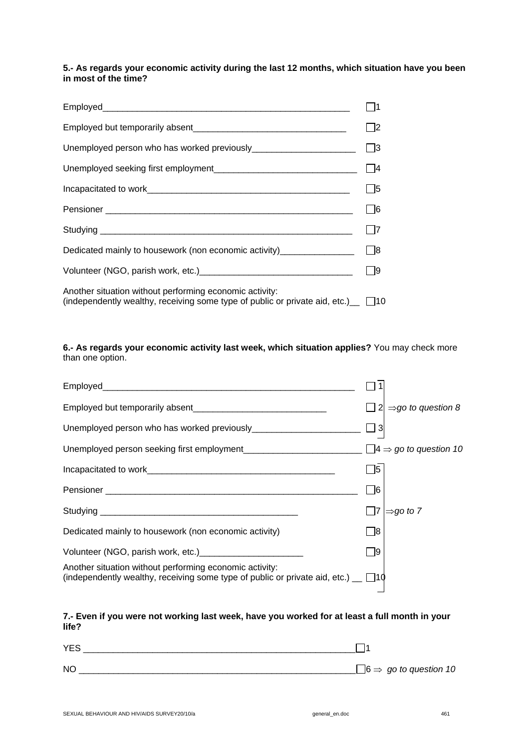**5.- As regards your economic activity during the last 12 months, which situation have you been in most of the time?**

| | |
|---|---|
| Employed | ☐1 |
| Employed but temporarily absent | ☐2 |
| Unemployed person who has worked previously | ☐3 |
| Unemployed seeking first employment | ☐4 |
| Incapacitated to work | ☐5 |
| Pensioner | ☐6 |
| Studying | ☐7 |
| Dedicated mainly to housework (non economic activity) | ☐8 |
| Volunteer (NGO, parish work, etc.) | ☐9 |
| Another situation without performing economic activity: (independently wealthy, receiving some type of public or private aid, etc.) | ☐10 |

**6.- As regards your economic activity last week, which situation applies?** You may check more than one option.

| | | |
|---|---|---|
| Employed | ☐1 | |
| Employed but temporarily absent | ☐2 | ⇒*go to question 8* |
| Unemployed person who has worked previously | ☐3 | |
| Unemployed person seeking first employment | ☐4 | ⇒ *go to question 10* |
| Incapacitated to work | ☐5 | |
| Pensioner | ☐6 | |
| Studying | ☐7 | ⇒*go to 7* |
| Dedicated mainly to housework (non economic activity) | ☐8 | |
| Volunteer (NGO, parish work, etc.) | ☐9 | |
| Another situation without performing economic activity: (independently wealthy, receiving some type of public or private aid, etc.) | ☐10 | |

**7.- Even if you were not working last week, have you worked for at least a full month in your life?**

| | | |
|---|---|---|
| YES | ☐1 | |
| NO | ☐6 | ⇒ *go to question 10* |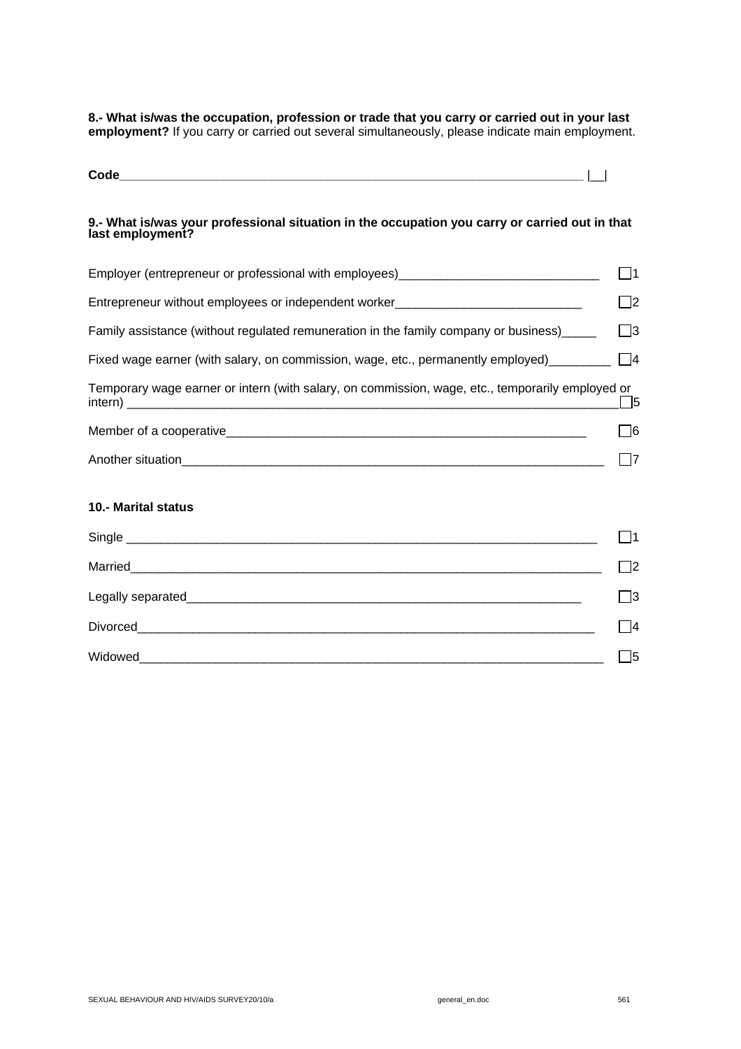**8.- What is/was the occupation, profession or trade that you carry or carried out in your last employment?** If you carry or carried out several simultaneously, please indicate main employment.

**Code**_________________________________________________________________ |__|

**9.- What is/was your professional situation in the occupation you carry or carried out in that last employment?**

Employer (entrepreneur or professional with employees)_____________________________ ☐1

Entrepreneur without employees or independent worker___________________________ ☐2

Family assistance (without regulated remuneration in the family company or business)_____ ☐3

Fixed wage earner (with salary, on commission, wage, etc., permanently employed)________ ☐4

Temporary wage earner or intern (with salary, on commission, wage, etc., temporarily employed or intern) ____________________________________________________________________ ☐5

Member of a cooperative_____________________________________________________ ☐6

Another situation___________________________________________________________ ☐7

**10.- Marital status**

Single _________________________________________________________________ ☐1

Married_________________________________________________________________ ☐2

Legally separated________________________________________________________ ☐3

Divorced_______________________________________________________________ ☐4

Widowed_______________________________________________________________ ☐5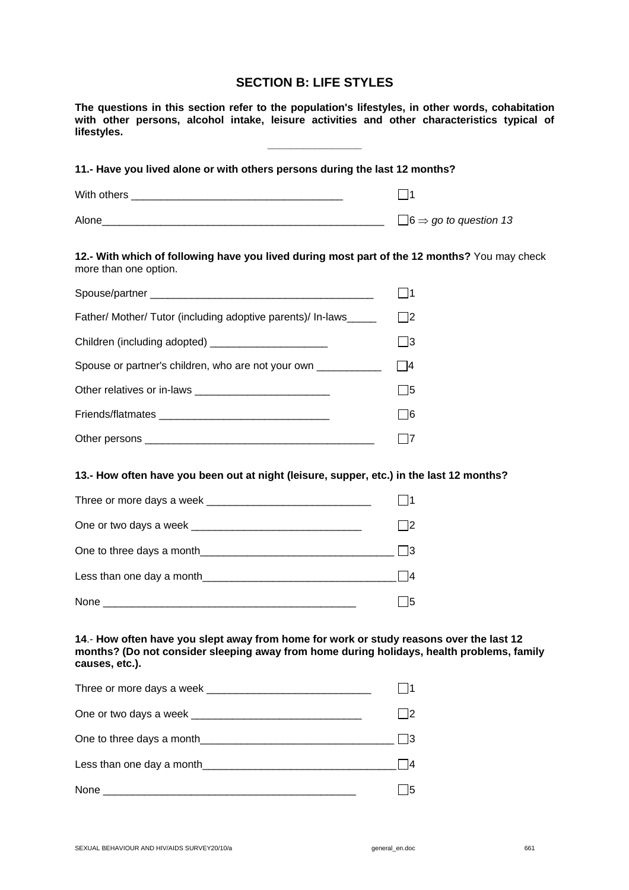## SECTION B: LIFE STYLES

**The questions in this section refer to the population's lifestyles, in other words, cohabitation with other persons, alcohol intake, leisure activities and other characteristics typical of lifestyles.**

---

**11.- Have you lived alone or with others persons during the last 12 months?**

With others ____________________________________ ☐1

Alone__________________________________________________ ☐6 ⇒ *go to question 13*

**12.- With which of following have you lived during most part of the 12 months?** You may check more than one option.

Spouse/partner ______________________________________ ☐1

Father/ Mother/ Tutor (including adoptive parents)/ In-laws_____ ☐2

Children (including adopted) ____________________ ☐3

Spouse or partner's children, who are not your own ___________ ☐4

Other relatives or in-laws _______________________ ☐5

Friends/flatmates ____________________________ ☐6

Other persons _______________________________________ ☐7

**13.- How often have you been out at night (leisure, supper, etc.) in the last 12 months?**

Three or more days a week ____________________________ ☐1

One or two days a week _____________________________ ☐2

One to three days a month_________________________________ ☐3

Less than one day a month_________________________________ ☐4

None ___________________________________________ ☐5

**14**.- **How often have you slept away from home for work or study reasons over the last 12 months? (Do not consider sleeping away from home during holidays, health problems, family causes, etc.).**

Three or more days a week ____________________________ ☐1

One or two days a week _____________________________ ☐2

One to three days a month_________________________________ ☐3

Less than one day a month_________________________________ ☐4

None ___________________________________________ ☐5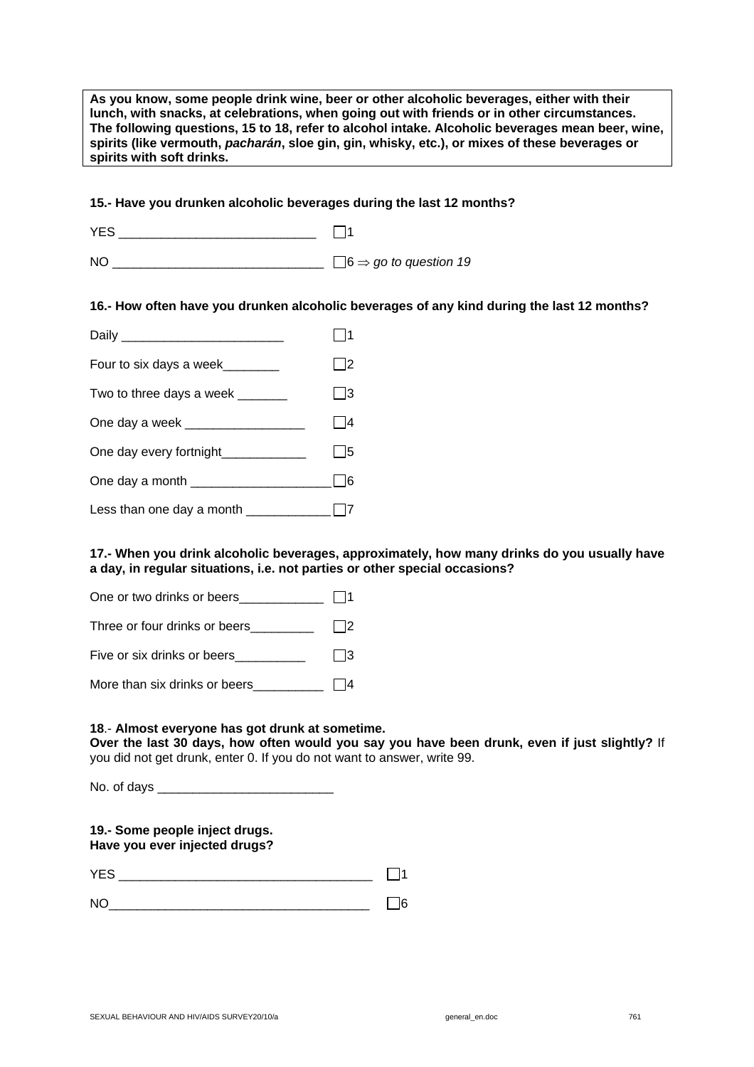**As you know, some people drink wine, beer or other alcoholic beverages, either with their lunch, with snacks, at celebrations, when going out with friends or in other circumstances. The following questions, 15 to 18, refer to alcohol intake. Alcoholic beverages mean beer, wine, spirits (like vermouth, *pacharán*, sloe gin, gin, whisky, etc.), or mixes of these beverages or spirits with soft drinks.**

**15.- Have you drunken alcoholic beverages during the last 12 months?**

YES ____________________________ ☐1

NO ______________________________ ☐6 ⇒ *go to question 19*

**16.- How often have you drunken alcoholic beverages of any kind during the last 12 months?**

Daily _______________________ ☐1

Four to six days a week________ ☐2

Two to three days a week _______ ☐3

One day a week _________________ ☐4

One day every fortnight____________ ☐5

One day a month ____________________ ☐6

Less than one day a month ____________ ☐7

**17.- When you drink alcoholic beverages, approximately, how many drinks do you usually have a day, in regular situations, i.e. not parties or other special occasions?**

One or two drinks or beers____________ ☐1

Three or four drinks or beers_________ ☐2

Five or six drinks or beers__________ ☐3

More than six drinks or beers__________ ☐4

**18**.- **Almost everyone has got drunk at sometime.**
**Over the last 30 days, how often would you say you have been drunk, even if just slightly?** If you did not get drunk, enter 0. If you do not want to answer, write 99.

No. of days _________________________

**19.- Some people inject drugs.**
**Have you ever injected drugs?**

YES ____________________________________ ☐1

NO______________________________________ ☐6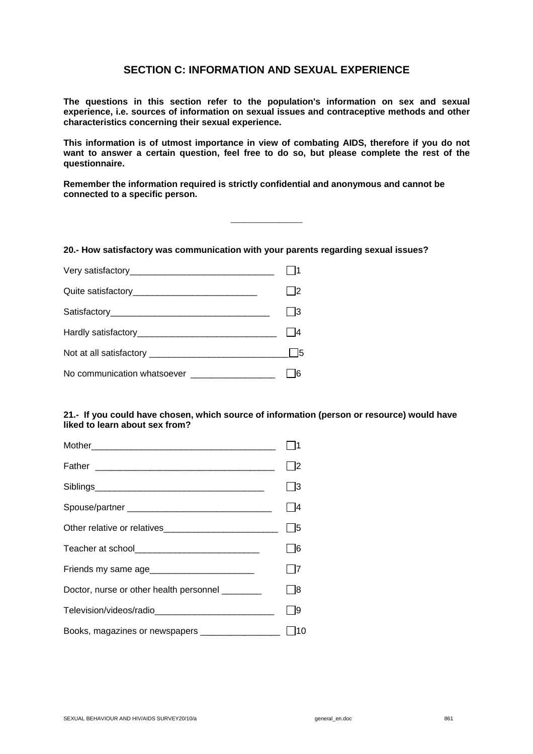## SECTION C: INFORMATION AND SEXUAL EXPERIENCE

**The questions in this section refer to the population's information on sex and sexual experience, i.e. sources of information on sexual issues and contraceptive methods and other characteristics concerning their sexual experience.**

**This information is of utmost importance in view of combating AIDS, therefore if you do not want to answer a certain question, feel free to do so, but please complete the rest of the questionnaire.**

**Remember the information required is strictly confidential and anonymous and cannot be connected to a specific person.**

---

**20.- How satisfactory was communication with your parents regarding sexual issues?**

- Very satisfactory ☐1
- Quite satisfactory ☐2
- Satisfactory ☐3
- Hardly satisfactory ☐4
- Not at all satisfactory ☐5
- No communication whatsoever ☐6

**21.- If you could have chosen, which source of information (person or resource) would have liked to learn about sex from?**

- Mother ☐1
- Father ☐2
- Siblings ☐3
- Spouse/partner ☐4
- Other relative or relatives ☐5
- Teacher at school ☐6
- Friends my same age ☐7
- Doctor, nurse or other health personnel ☐8
- Television/videos/radio ☐9
- Books, magazines or newspapers ☐10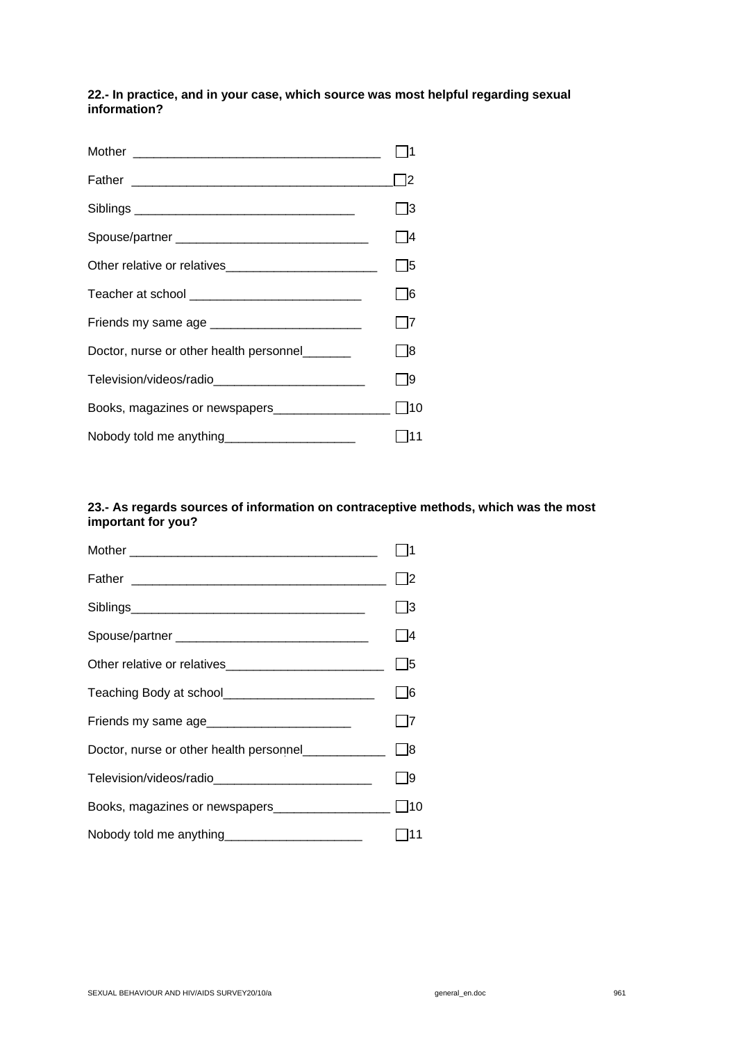**22.- In practice, and in your case, which source was most helpful regarding sexual information?**

| | |
|---|---|
| Mother ___________________________________ | ☐1 |
| Father ____________________________________ | ☐2 |
| Siblings ______________________________ | ☐3 |
| Spouse/partner __________________________ | ☐4 |
| Other relative or relatives_____________________ | ☐5 |
| Teacher at school ________________________ | ☐6 |
| Friends my same age _____________________ | ☐7 |
| Doctor, nurse or other health personnel_______ | ☐8 |
| Television/videos/radio_____________________ | ☐9 |
| Books, magazines or newspapers________________ | ☐10 |
| Nobody told me anything__________________ | ☐11 |

**23.- As regards sources of information on contraceptive methods, which was the most important for you?**

| | |
|---|---|
| Mother ___________________________________ | ☐1 |
| Father ___________________________________ | ☐2 |
| Siblings_________________________________ | ☐3 |
| Spouse/partner ___________________________ | ☐4 |
| Other relative or relatives______________________ | ☐5 |
| Teaching Body at school_____________________ | ☐6 |
| Friends my same age____________________ | ☐7 |
| Doctor, nurse or other health personnel___________ | ☐8 |
| Television/videos/radio______________________ | ☐9 |
| Books, magazines or newspapers________________ | ☐10 |
| Nobody told me anything___________________ | ☐11 |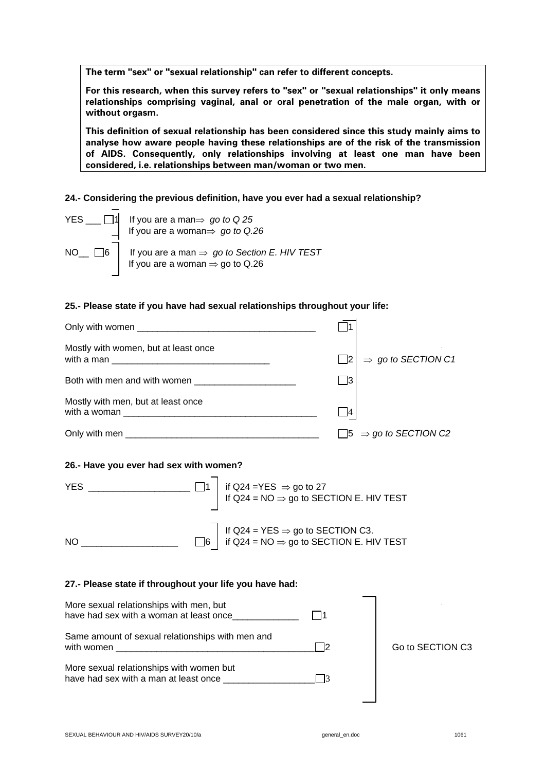**The term "sex" or "sexual relationship" can refer to different concepts.**

**For this research, when this survey refers to "sex" or "sexual relationships" it only means relationships comprising vaginal, anal or oral penetration of the male organ, with or without orgasm.**

**This definition of sexual relationship has been considered since this study mainly aims to analyse how aware people having these relationships are of the risk of the transmission of AIDS. Consequently, only relationships involving at least one man have been considered, i.e. relationships between man/woman or two men.**

**24.- Considering the previous definition, have you ever had a sexual relationship?**

YES ___ ☐1 — If you are a man⇒ *go to Q 25*; If you are a woman⇒ *go to Q.26*

NO__ ☐6 — If you are a man ⇒ *go to Section E. HIV TEST*; If you are a woman ⇒ go to Q.26

**25.- Please state if you have had sexual relationships throughout your life:**

| | | |
|---|---|---|
| Only with women ___________________________________ | ☐1 | ⇒ *go to SECTION C1* |
| Mostly with women, but at least once with a man _______________________________ | ☐2 | |
| Both with men and with women ____________________ | ☐3 | |
| Mostly with men, but at least once with a woman ______________________________________ | ☐4 | |
| Only with men ______________________________________ | ☐5 | ⇒ *go to SECTION C2* |

**26.- Have you ever had sex with women?**

YES ___________________ ☐1 — if Q24 =YES ⇒ go to 27; If Q24 = NO ⇒ go to SECTION E. HIV TEST

NO ___________________ ☐6 — If Q24 = YES ⇒ go to SECTION C3.; if Q24 = NO ⇒ go to SECTION E. HIV TEST

**27.- Please state if throughout your life you have had:**

| | | |
|---|---|---|
| More sexual relationships with men, but have had sex with a woman at least once_____________ | ☐1 | Go to SECTION C3 |
| Same amount of sexual relationships with men and with women _______________________________________ | ☐2 | |
| More sexual relationships with women but have had sex with a man at least once __________________ | ☐3 | |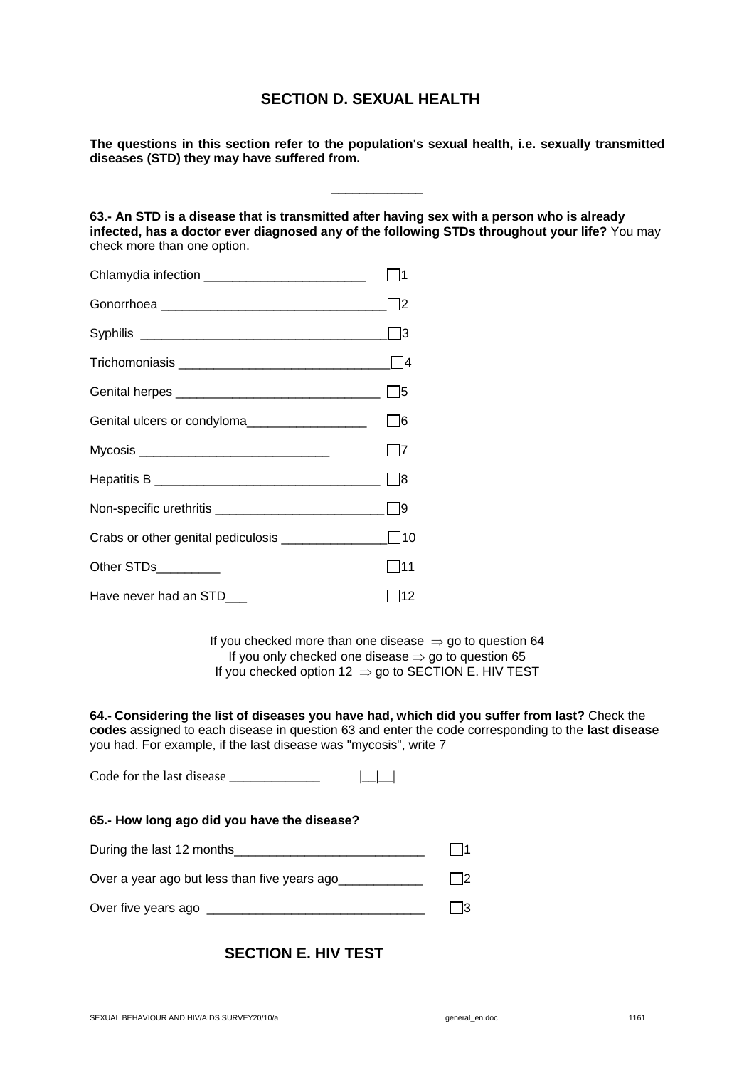## SECTION D. SEXUAL HEALTH

**The questions in this section refer to the population's sexual health, i.e. sexually transmitted diseases (STD) they may have suffered from.**

_____________

**63.- An STD is a disease that is transmitted after having sex with a person who is already infected, has a doctor ever diagnosed any of the following STDs throughout your life?** You may check more than one option.

Chlamydia infection _______________________ ☐1

Gonorrhoea ________________________________ ☐2

Syphilis ___________________________________ ☐3

Trichomoniasis ______________________________ ☐4

Genital herpes _____________________________ ☐5

Genital ulcers or condyloma_________________ ☐6

Mycosis ___________________________ ☐7

Hepatitis B ________________________________ ☐8

Non-specific urethritis ________________________ ☐9

Crabs or other genital pediculosis _______________ ☐10

Other STDs_________ ☐11

Have never had an STD___ ☐12

If you checked more than one disease ⇒ go to question 64
If you only checked one disease ⇒ go to question 65
If you checked option 12 ⇒ go to SECTION E. HIV TEST

**64.- Considering the list of diseases you have had, which did you suffer from last?** Check the **codes** assigned to each disease in question 63 and enter the code corresponding to the **last disease** you had. For example, if the last disease was "mycosis", write 7

Code for the last disease _____________ |__|__|

**65.- How long ago did you have the disease?**

During the last 12 months___________________________ ☐1

Over a year ago but less than five years ago____________ ☐2

Over five years ago _______________________________ ☐3

## SECTION E. HIV TEST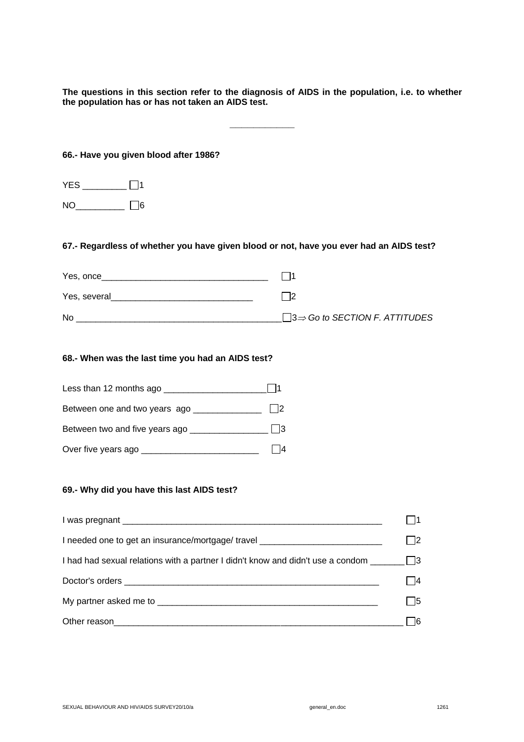**The questions in this section refer to the diagnosis of AIDS in the population, i.e. to whether the population has or has not taken an AIDS test.**

---

**66.- Have you given blood after 1986?**

YES _________ ☐1

NO__________ ☐6

**67.- Regardless of whether you have given blood or not, have you ever had an AIDS test?**

Yes, once_________________________________ ☐1

Yes, several_____________________________ ☐2

No _________________________________________☐3⇒ *Go to SECTION F. ATTITUDES*

**68.- When was the last time you had an AIDS test?**

Less than 12 months ago _____________________☐1

Between one and two years ago ______________ ☐2

Between two and five years ago ________________ ☐3

Over five years ago ________________________ ☐4

**69.- Why did you have this last AIDS test?**

I was pregnant ______________________________________________________ ☐1

I needed one to get an insurance/mortgage/ travel _________________________ ☐2

I had had sexual relations with a partner I didn't know and didn't use a condom _______☐3

Doctor's orders _____________________________________________________ ☐4

My partner asked me to ______________________________________________ ☐5

Other reason____________________________________________________________ ☐6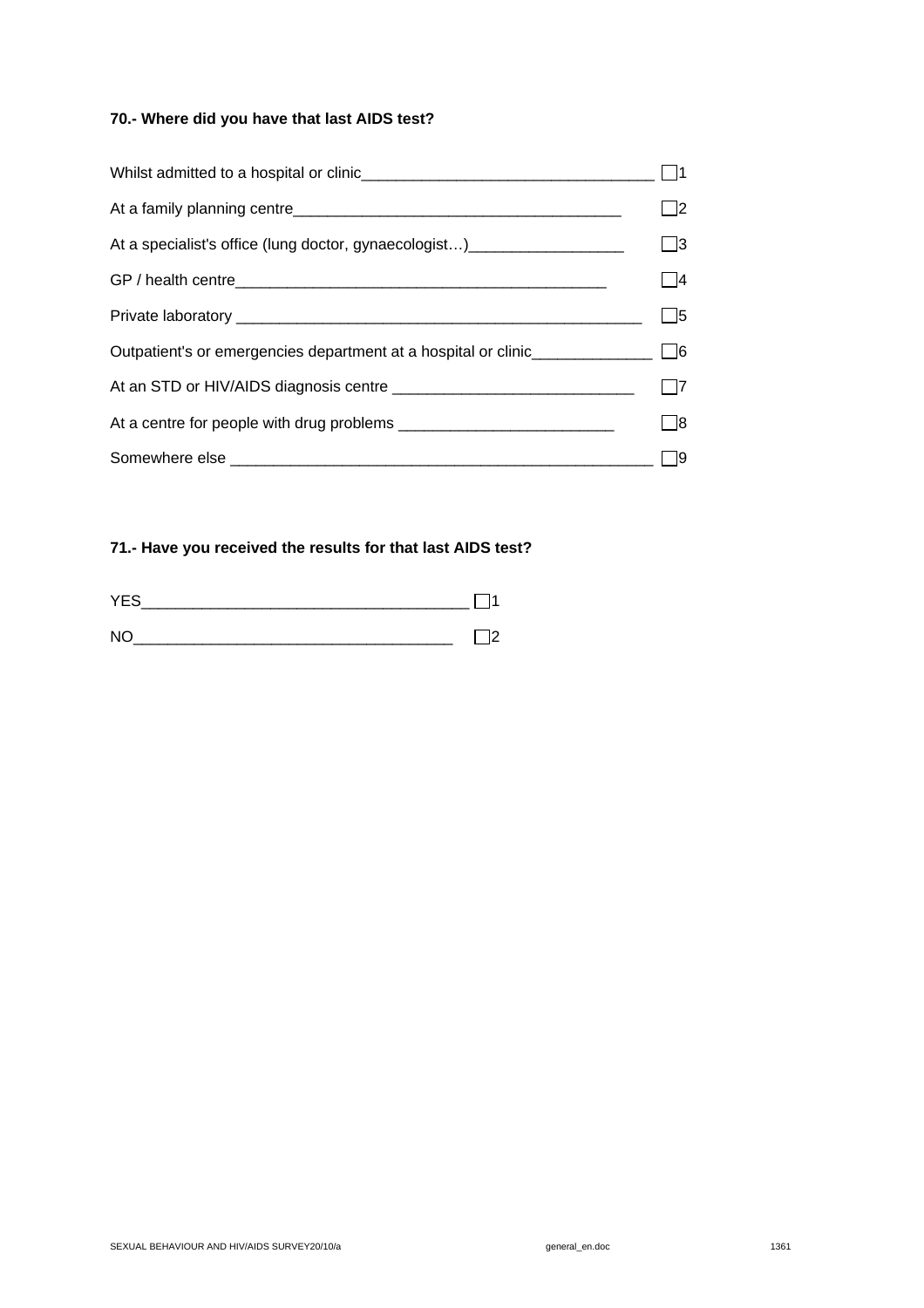**70.- Where did you have that last AIDS test?**

Whilst admitted to a hospital or clinic__________________________________ ☐1

At a family planning centre______________________________________ ☐2

At a specialist's office (lung doctor, gynaecologist…)__________________ ☐3

GP / health centre____________________________________________ ☐4

Private laboratory ____________________________________________ ☐5

Outpatient's or emergencies department at a hospital or clinic______________ ☐6

At an STD or HIV/AIDS diagnosis centre ____________________________ ☐7

At a centre for people with drug problems _________________________ ☐8

Somewhere else ______________________________________________ ☐9

**71.- Have you received the results for that last AIDS test?**

YES______________________________________ ☐1

NO_____________________________________ ☐2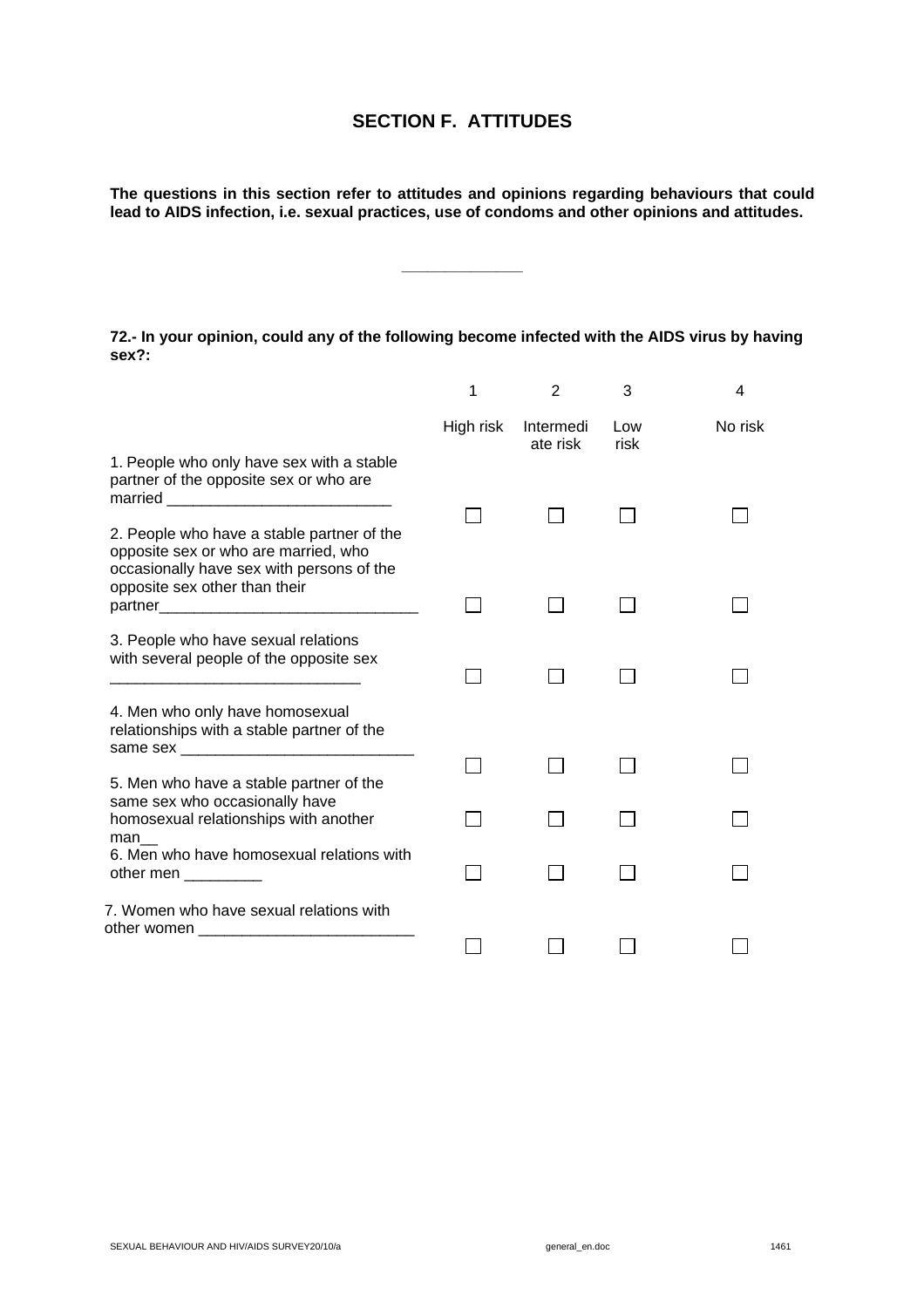## SECTION F. ATTITUDES

**The questions in this section refer to attitudes and opinions regarding behaviours that could lead to AIDS infection, i.e. sexual practices, use of condoms and other opinions and attitudes.**

---

**72.- In your opinion, could any of the following become infected with the AIDS virus by having sex?:**

| | 1<br>High risk | 2<br>Intermediate risk | 3<br>Low risk | 4<br>No risk |
|---|---|---|---|---|
| 1. People who only have sex with a stable partner of the opposite sex or who are married __________________________ | ☐ | ☐ | ☐ | ☐ |
| 2. People who have a stable partner of the opposite sex or who are married, who occasionally have sex with persons of the opposite sex other than their partner______________________________ | ☐ | ☐ | ☐ | ☐ |
| 3. People who have sexual relations with several people of the opposite sex _____________________________ | ☐ | ☐ | ☐ | ☐ |
| 4. Men who only have homosexual relationships with a stable partner of the same sex ___________________________ | ☐ | ☐ | ☐ | ☐ |
| 5. Men who have a stable partner of the same sex who occasionally have homosexual relationships with another man__ | ☐ | ☐ | ☐ | ☐ |
| 6. Men who have homosexual relations with other men _________ | ☐ | ☐ | ☐ | ☐ |
| 7. Women who have sexual relations with other women _________________________ | ☐ | ☐ | ☐ | ☐ |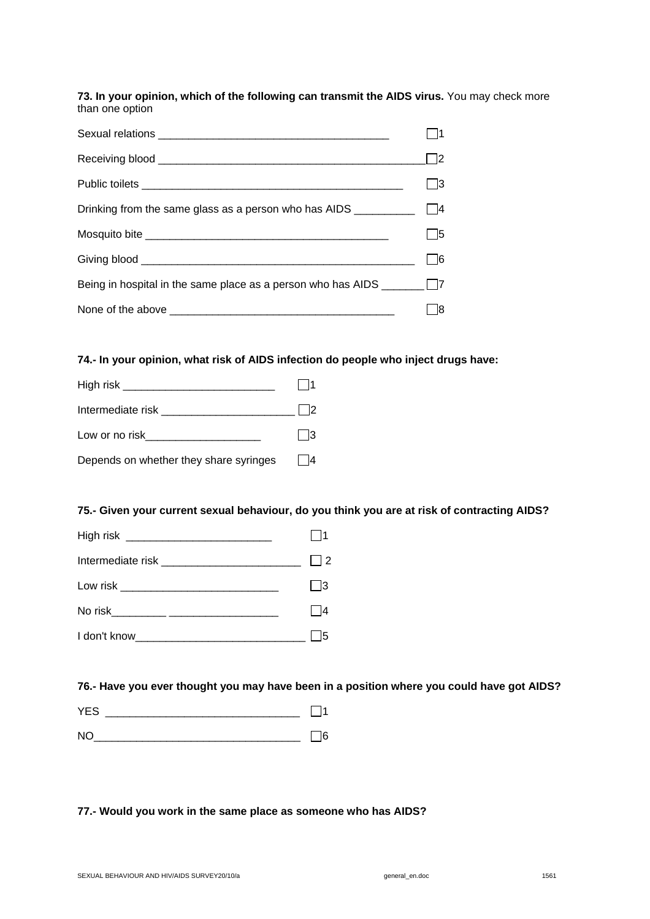**73. In your opinion, which of the following can transmit the AIDS virus.** You may check more than one option

Sexual relations ______________________________________ ☐1

Receiving blood ______________________________________________☐2

Public toilets ____________________________________________ ☐3

Drinking from the same glass as a person who has AIDS __________ ☐4

Mosquito bite ________________________________________ ☐5

Giving blood ______________________________________________ ☐6

Being in hospital in the same place as a person who has AIDS _______ ☐7

None of the above _____________________________________ ☐8

**74.- In your opinion, what risk of AIDS infection do people who inject drugs have:**

High risk _________________________ ☐1

Intermediate risk ______________________ ☐2

Low or no risk___________________ ☐3

Depends on whether they share syringes ☐4

**75.- Given your current sexual behaviour, do you think you are at risk of contracting AIDS?**

High risk ________________________ ☐1

Intermediate risk _______________________ ☐ 2

Low risk __________________________ ☐3

No risk_________ __________________ ☐4

I don't know____________________________ ☐5

**76.- Have you ever thought you may have been in a position where you could have got AIDS?**

YES _______________________________ ☐1

NO__________________________________ ☐6

**77.- Would you work in the same place as someone who has AIDS?**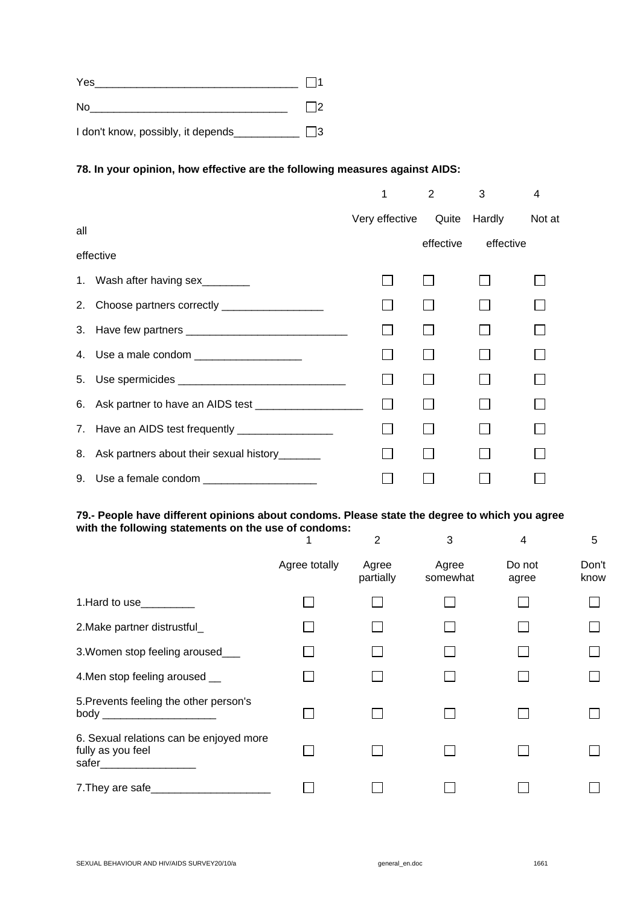| | | |
|---|---|---|
| Yes_________________________________ | ☐ | 1 |
| No_________________________________ | ☐ | 2 |
| I don't know, possibly, it depends___________ | ☐ | 3 |

**78. In your opinion, how effective are the following measures against AIDS:**

| | 1<br>Very effective | 2<br>Quite effective | 3<br>Hardly effective | 4<br>Not at all effective |
|---|---|---|---|---|
| 1. Wash after having sex________ | ☐ | ☐ | ☐ | ☐ |
| 2. Choose partners correctly _________________ | ☐ | ☐ | ☐ | ☐ |
| 3. Have few partners ___________________________ | ☐ | ☐ | ☐ | ☐ |
| 4. Use a male condom __________________ | ☐ | ☐ | ☐ | ☐ |
| 5. Use spermicides ____________________________ | ☐ | ☐ | ☐ | ☐ |
| 6. Ask partner to have an AIDS test __________________ | ☐ | ☐ | ☐ | ☐ |
| 7. Have an AIDS test frequently ________________ | ☐ | ☐ | ☐ | ☐ |
| 8. Ask partners about their sexual history_______ | ☐ | ☐ | ☐ | ☐ |
| 9. Use a female condom ___________________ | ☐ | ☐ | ☐ | ☐ |

**79.- People have different opinions about condoms. Please state the degree to which you agree with the following statements on the use of condoms:**

| | 1<br>Agree totally | 2<br>Agree partially | 3<br>Agree somewhat | 4<br>Do not agree | 5<br>Don't know |
|---|---|---|---|---|---|
| 1.Hard to use_________ | ☐ | ☐ | ☐ | ☐ | ☐ |
| 2.Make partner distrustful_ | ☐ | ☐ | ☐ | ☐ | ☐ |
| 3.Women stop feeling aroused___ | ☐ | ☐ | ☐ | ☐ | ☐ |
| 4.Men stop feeling aroused __ | ☐ | ☐ | ☐ | ☐ | ☐ |
| 5.Prevents feeling the other person's body ___________________ | ☐ | ☐ | ☐ | ☐ | ☐ |
| 6. Sexual relations can be enjoyed more fully as you feel safer________________ | ☐ | ☐ | ☐ | ☐ | ☐ |
| 7.They are safe____________________ | ☐ | ☐ | ☐ | ☐ | ☐ |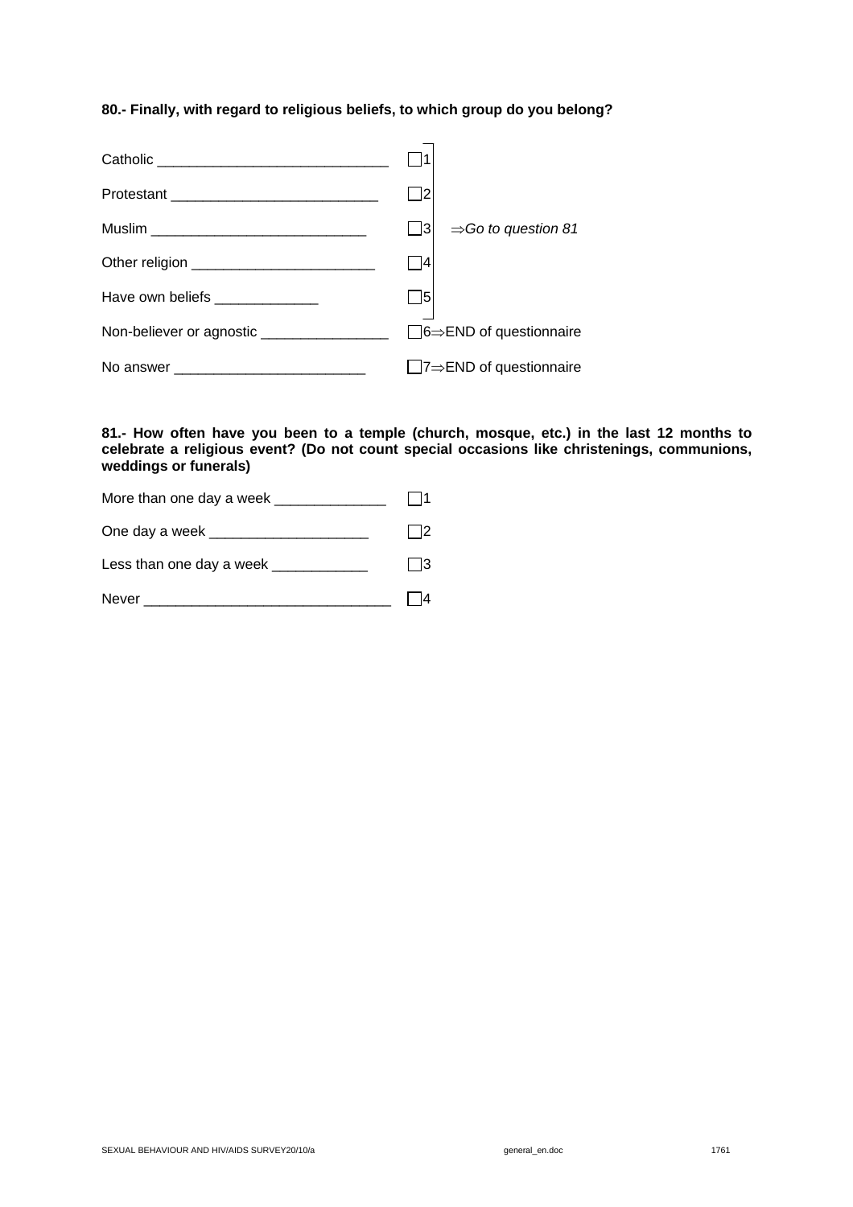**80.- Finally, with regard to religious beliefs, to which group do you belong?**

| | | |
|---|---|---|
| Catholic ______________________________ | ☐1 | ⇒*Go to question 81* |
| Protestant __________________________ | ☐2 | |
| Muslim ___________________________ | ☐3 | |
| Other religion _______________________ | ☐4 | |
| Have own beliefs _____________ | ☐5 | |
| Non-believer or agnostic ________________ | ☐6 | ⇒END of questionnaire |
| No answer ________________________ | ☐7 | ⇒END of questionnaire |

**81.- How often have you been to a temple (church, mosque, etc.) in the last 12 months to celebrate a religious event? (Do not count special occasions like christenings, communions, weddings or funerals)**

| | |
|---|---|
| More than one day a week ______________ | ☐1 |
| One day a week ____________________ | ☐2 |
| Less than one day a week ____________ | ☐3 |
| Never _______________________________ | ☐4 |